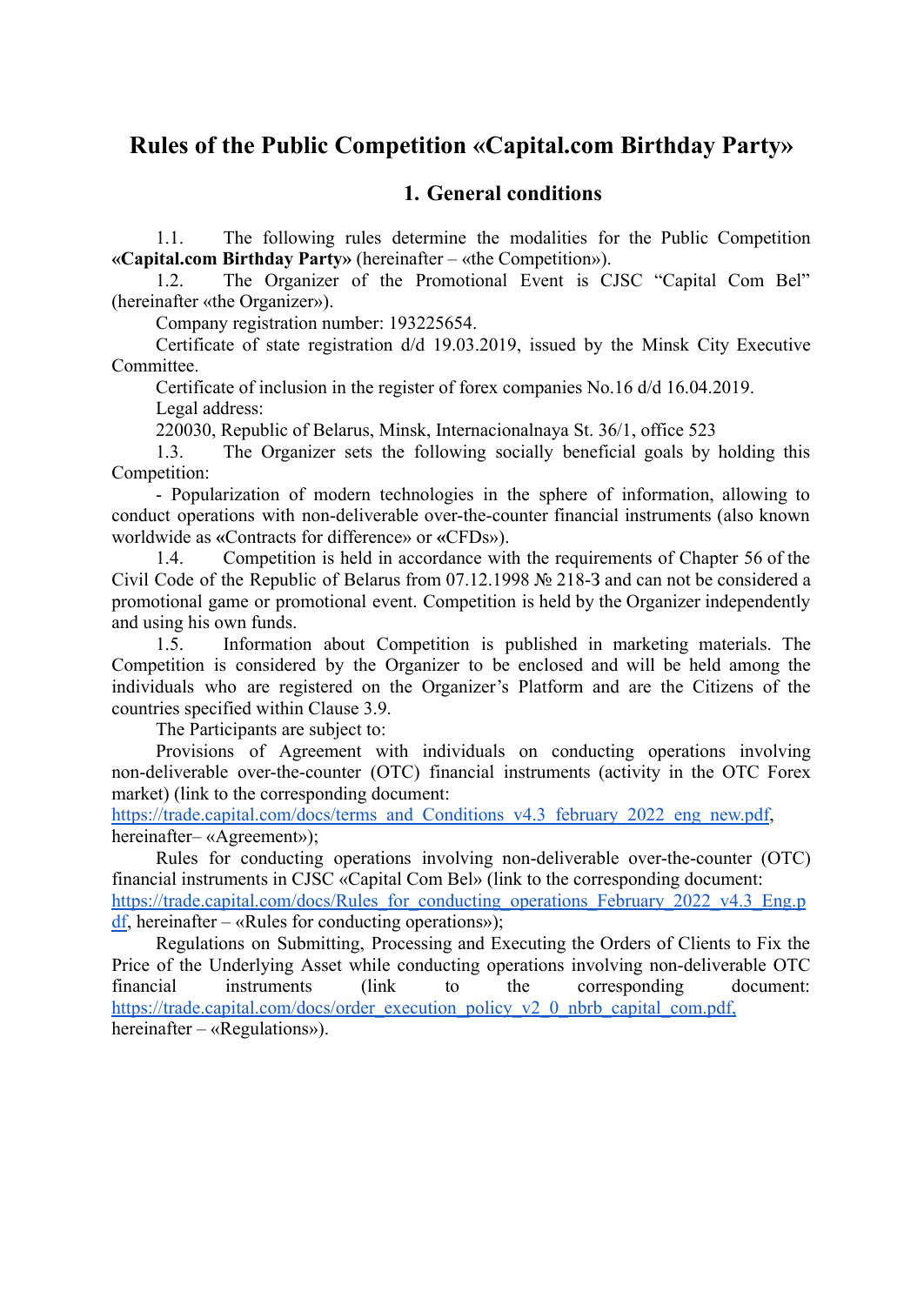# Rules of the Public Competition «Capital.com Birthday Party»

## 1. General conditions

1.1. The following rules determine the modalities for the Public Competition **«Capital.com Birthday Party»** (hereinafter – «the Competition»).

1.2. The Organizer of the Promotional Event is CJSC "Capital Com Bel" (hereinafter «the Organizer»).

Company registration number: 193225654.

Certificate of state registration d/d 19.03.2019, issued by the Minsk City Executive Committee.

Certificate of inclusion in the register of forex companies No.16 d/d 16.04.2019.

Legal address:

220030, Republic of Belarus, Minsk, Internacionalnaya St. 36/1, office 523

1.3. The Organizer sets the following socially beneficial goals by holding this Competition:

- Popularization of modern technologies in the sphere of information, allowing to conduct operations with non-deliverable over-the-counter financial instruments (also known worldwide as «Contracts for difference» or «CFDs»).

1.4. Competition is held in accordance with the requirements of Chapter 56 of the Civil Code of the Republic of Belarus from 07.12.1998 № 218-З and can not be considered a promotional game or promotional event. Competition is held by the Organizer independently and using his own funds.

1.5. Information about Competition is published in marketing materials. The Competition is considered by the Organizer to be enclosed and will be held among the individuals who are registered on the Organizer's Platform and are the Citizens of the countries specified within Clause 3.9.

The Participants are subject to:

Provisions of Agreement with individuals on conducting operations involving non-deliverable over-the-counter (OTC) financial instruments (activity in the OTC Forex market) (link to the corresponding document: https://trade.capital.com/docs/terms_and_Conditions_v4.3_february_2022_eng_new.pdf, hereinafter– «Agreement»);

Rules for conducting operations involving non-deliverable over-the-counter (OTC) financial instruments in CJSC «Capital Com Bel» (link to the corresponding document: https://trade.capital.com/docs/Rules_for_conducting_operations_February_2022_v4.3_Eng.pdf, hereinafter – «Rules for conducting operations»);

Regulations on Submitting, Processing and Executing the Orders of Clients to Fix the Price of the Underlying Asset while conducting operations involving non-deliverable OTC financial instruments (link to the corresponding document: https://trade.capital.com/docs/order_execution_policy_v2_0_nbrb_capital_com.pdf, hereinafter – «Regulations»).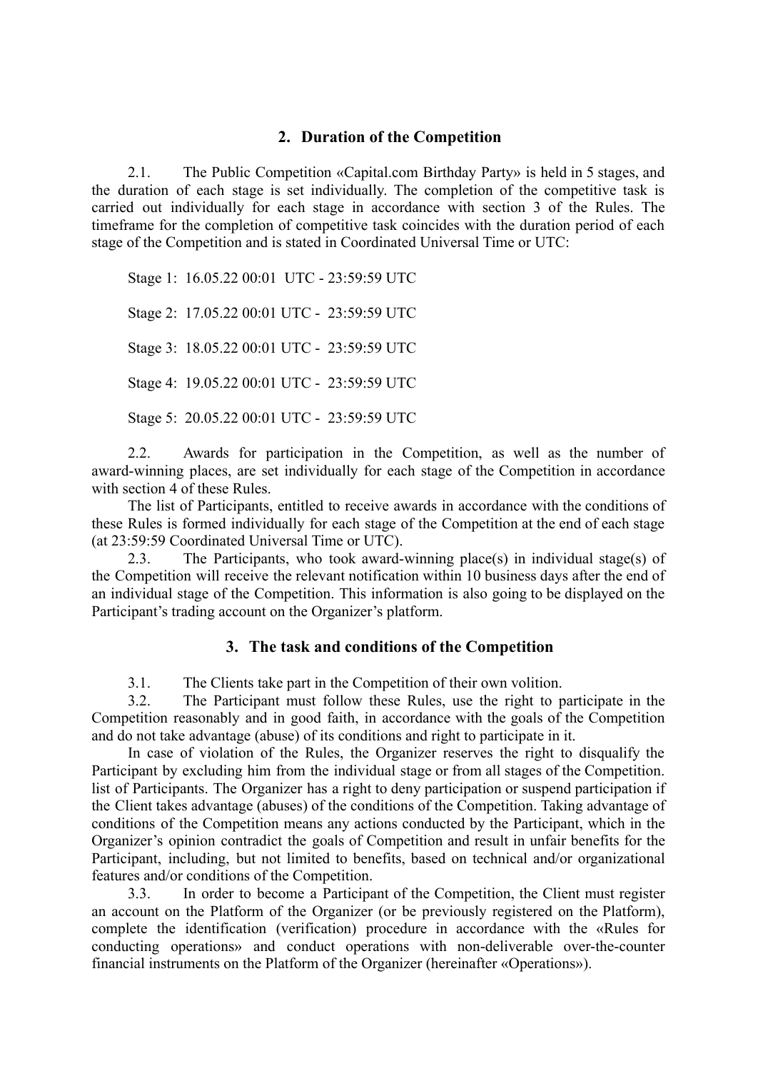## 2. Duration of the Competition

2.1. The Public Competition «Capital.com Birthday Party» is held in 5 stages, and the duration of each stage is set individually. The completion of the competitive task is carried out individually for each stage in accordance with section 3 of the Rules. The timeframe for the completion of competitive task coincides with the duration period of each stage of the Competition and is stated in Coordinated Universal Time or UTC:

Stage 1: 16.05.22 00:01 UTC - 23:59:59 UTC

Stage 2: 17.05.22 00:01 UTC - 23:59:59 UTC

Stage 3: 18.05.22 00:01 UTC - 23:59:59 UTC

Stage 4: 19.05.22 00:01 UTC - 23:59:59 UTC

Stage 5: 20.05.22 00:01 UTC - 23:59:59 UTC

2.2. Awards for participation in the Competition, as well as the number of award-winning places, are set individually for each stage of the Competition in accordance with section 4 of these Rules.

The list of Participants, entitled to receive awards in accordance with the conditions of these Rules is formed individually for each stage of the Competition at the end of each stage (at 23:59:59 Coordinated Universal Time or UTC).

2.3. The Participants, who took award-winning place(s) in individual stage(s) of the Competition will receive the relevant notification within 10 business days after the end of an individual stage of the Competition. This information is also going to be displayed on the Participant's trading account on the Organizer's platform.

## 3. The task and conditions of the Competition

3.1. The Clients take part in the Competition of their own volition.

3.2. The Participant must follow these Rules, use the right to participate in the Competition reasonably and in good faith, in accordance with the goals of the Competition and do not take advantage (abuse) of its conditions and right to participate in it.

In case of violation of the Rules, the Organizer reserves the right to disqualify the Participant by excluding him from the individual stage or from all stages of the Competition. list of Participants. The Organizer has a right to deny participation or suspend participation if the Client takes advantage (abuses) of the conditions of the Competition. Taking advantage of conditions of the Competition means any actions conducted by the Participant, which in the Organizer's opinion contradict the goals of Competition and result in unfair benefits for the Participant, including, but not limited to benefits, based on technical and/or organizational features and/or conditions of the Competition.

3.3. In order to become a Participant of the Competition, the Client must register an account on the Platform of the Organizer (or be previously registered on the Platform), complete the identification (verification) procedure in accordance with the «Rules for conducting operations» and conduct operations with non-deliverable over-the-counter financial instruments on the Platform of the Organizer (hereinafter «Operations»).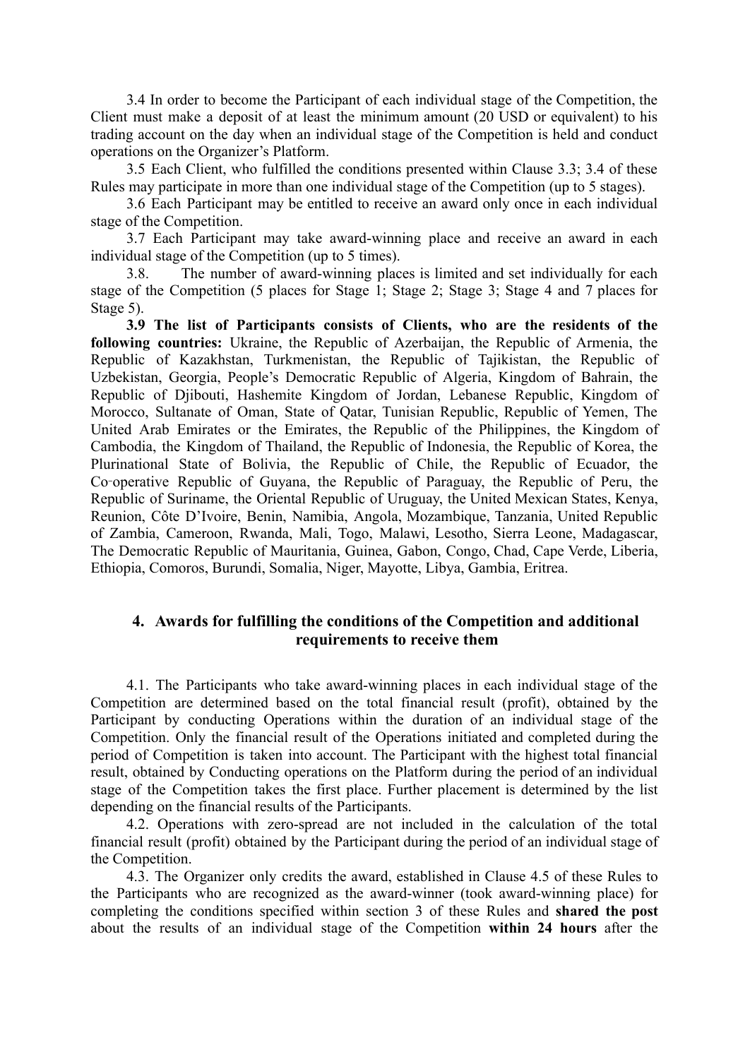3.4 In order to become the Participant of each individual stage of the Competition, the Client must make a deposit of at least the minimum amount (20 USD or equivalent) to his trading account on the day when an individual stage of the Competition is held and conduct operations on the Organizer's Platform.

3.5 Each Client, who fulfilled the conditions presented within Clause 3.3; 3.4 of these Rules may participate in more than one individual stage of the Competition (up to 5 stages).

3.6 Each Participant may be entitled to receive an award only once in each individual stage of the Competition.

3.7 Each Participant may take award-winning place and receive an award in each individual stage of the Competition (up to 5 times).

3.8. The number of award-winning places is limited and set individually for each stage of the Competition (5 places for Stage 1; Stage 2; Stage 3; Stage 4 and 7 places for Stage 5).

**3.9 The list of Participants consists of Clients, who are the residents of the following countries:** Ukraine, the Republic of Azerbaijan, the Republic of Armenia, the Republic of Kazakhstan, Turkmenistan, the Republic of Tajikistan, the Republic of Uzbekistan, Georgia, People's Democratic Republic of Algeria, Kingdom of Bahrain, the Republic of Djibouti, Hashemite Kingdom of Jordan, Lebanese Republic, Kingdom of Morocco, Sultanate of Oman, State of Qatar, Tunisian Republic, Republic of Yemen, The United Arab Emirates or the Emirates, the Republic of the Philippines, the Kingdom of Cambodia, the Kingdom of Thailand, the Republic of Indonesia, the Republic of Korea, the Plurinational State of Bolivia, the Republic of Chile, the Republic of Ecuador, the Co-operative Republic of Guyana, the Republic of Paraguay, the Republic of Peru, the Republic of Suriname, the Oriental Republic of Uruguay, the United Mexican States, Kenya, Reunion, Côte D'Ivoire, Benin, Namibia, Angola, Mozambique, Tanzania, United Republic of Zambia, Cameroon, Rwanda, Mali, Togo, Malawi, Lesotho, Sierra Leone, Madagascar, The Democratic Republic of Mauritania, Guinea, Gabon, Congo, Chad, Cape Verde, Liberia, Ethiopia, Comoros, Burundi, Somalia, Niger, Mayotte, Libya, Gambia, Eritrea.

## 4. Awards for fulfilling the conditions of the Competition and additional requirements to receive them

4.1. The Participants who take award-winning places in each individual stage of the Competition are determined based on the total financial result (profit), obtained by the Participant by conducting Operations within the duration of an individual stage of the Competition. Only the financial result of the Operations initiated and completed during the period of Competition is taken into account. The Participant with the highest total financial result, obtained by Conducting operations on the Platform during the period of an individual stage of the Competition takes the first place. Further placement is determined by the list depending on the financial results of the Participants.

4.2. Operations with zero-spread are not included in the calculation of the total financial result (profit) obtained by the Participant during the period of an individual stage of the Competition.

4.3. The Organizer only credits the award, established in Clause 4.5 of these Rules to the Participants who are recognized as the award-winner (took award-winning place) for completing the conditions specified within section 3 of these Rules and **shared the post** about the results of an individual stage of the Competition **within 24 hours** after the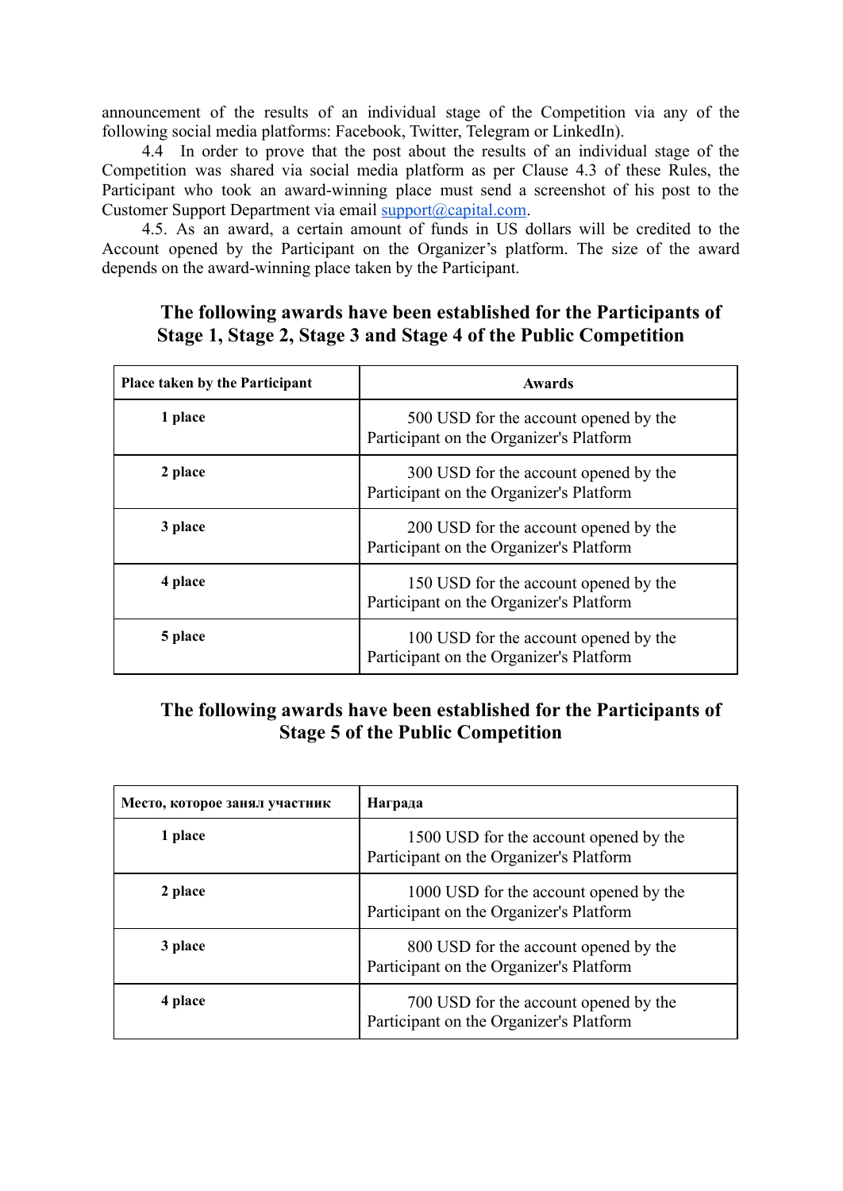announcement of the results of an individual stage of the Competition via any of the following social media platforms: Facebook, Twitter, Telegram or LinkedIn).

4.4 In order to prove that the post about the results of an individual stage of the Competition was shared via social media platform as per Clause 4.3 of these Rules, the Participant who took an award-winning place must send a screenshot of his post to the Customer Support Department via email support@capital.com.

4.5. As an award, a certain amount of funds in US dollars will be credited to the Account opened by the Participant on the Organizer's platform. The size of the award depends on the award-winning place taken by the Participant.

### The following awards have been established for the Participants of Stage 1, Stage 2, Stage 3 and Stage 4 of the Public Competition

| Place taken by the Participant | Awards |
|---|---|
| 1 place | 500 USD for the account opened by the Participant on the Organizer's Platform |
| 2 place | 300 USD for the account opened by the Participant on the Organizer's Platform |
| 3 place | 200 USD for the account opened by the Participant on the Organizer's Platform |
| 4 place | 150 USD for the account opened by the Participant on the Organizer's Platform |
| 5 place | 100 USD for the account opened by the Participant on the Organizer's Platform |

### The following awards have been established for the Participants of Stage 5 of the Public Competition

| Место, которое занял участник | Награда |
|---|---|
| 1 place | 1500 USD for the account opened by the Participant on the Organizer's Platform |
| 2 place | 1000 USD for the account opened by the Participant on the Organizer's Platform |
| 3 place | 800 USD for the account opened by the Participant on the Organizer's Platform |
| 4 place | 700 USD for the account opened by the Participant on the Organizer's Platform |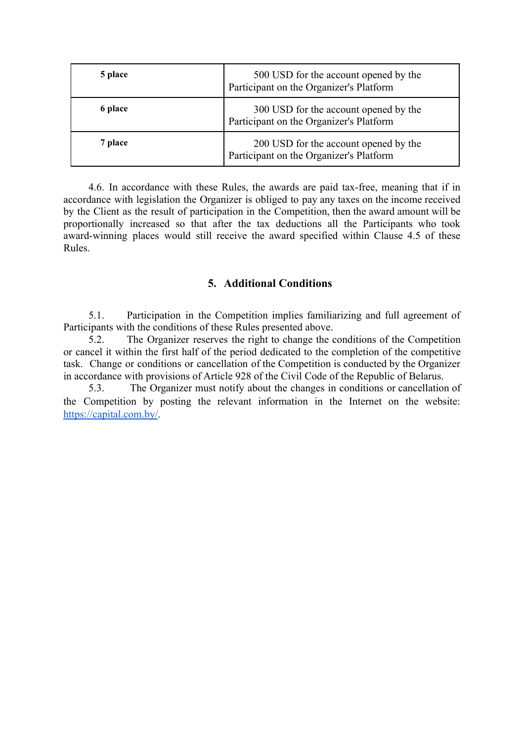| 5 place | 500 USD for the account opened by the Participant on the Organizer's Platform |
| --- | --- |
| 6 place | 300 USD for the account opened by the Participant on the Organizer's Platform |
| 7 place | 200 USD for the account opened by the Participant on the Organizer's Platform |

4.6. In accordance with these Rules, the awards are paid tax-free, meaning that if in accordance with legislation the Organizer is obliged to pay any taxes on the income received by the Client as the result of participation in the Competition, then the award amount will be proportionally increased so that after the tax deductions all the Participants who took award-winning places would still receive the award specified within Clause 4.5 of these Rules.

## 5. Additional Conditions

5.1. Participation in the Competition implies familiarizing and full agreement of Participants with the conditions of these Rules presented above.

5.2. The Organizer reserves the right to change the conditions of the Competition or cancel it within the first half of the period dedicated to the completion of the competitive task. Change or conditions or cancellation of the Competition is conducted by the Organizer in accordance with provisions of Article 928 of the Civil Code of the Republic of Belarus.

5.3. The Organizer must notify about the changes in conditions or cancellation of the Competition by posting the relevant information in the Internet on the website: [https://capital.com.by/](https://capital.com.by/).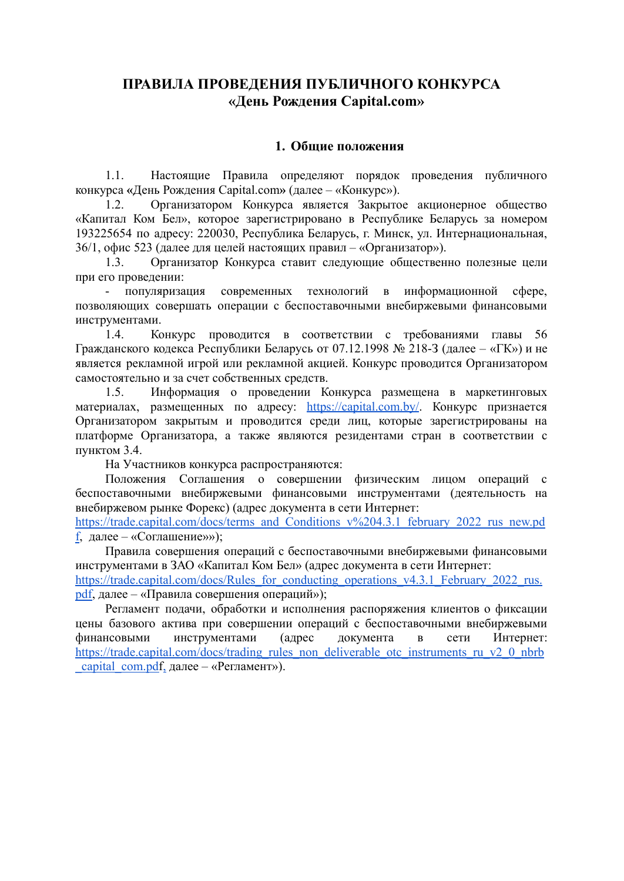# ПРАВИЛА ПРОВЕДЕНИЯ ПУБЛИЧНОГО КОНКУРСА «День Рождения Capital.com»

## 1. Общие положения

1.1. Настоящие Правила определяют порядок проведения публичного конкурса «День Рождения Capital.com» (далее – «Конкурс»).

1.2. Организатором Конкурса является Закрытое акционерное общество «Капитал Ком Бел», которое зарегистрировано в Республике Беларусь за номером 193225654 по адресу: 220030, Республика Беларусь, г. Минск, ул. Интернациональная, 36/1, офис 523 (далее для целей настоящих правил – «Организатор»).

1.3. Организатор Конкурса ставит следующие общественно полезные цели при его проведении:

- популяризация современных технологий в информационной сфере, позволяющих совершать операции с беспоставочными внебиржевыми финансовыми инструментами.

1.4. Конкурс проводится в соответствии с требованиями главы 56 Гражданского кодекса Республики Беларусь от 07.12.1998 № 218-З (далее – «ГК») и не является рекламной игрой или рекламной акцией. Конкурс проводится Организатором самостоятельно и за счет собственных средств.

1.5. Информация о проведении Конкурса размещена в маркетинговых материалах, размещенных по адресу: [https://capital.com.by/](https://capital.com.by/). Конкурс признается Организатором закрытым и проводится среди лиц, которые зарегистрированы на платформе Организатора, а также являются резидентами стран в соответствии с пунктом 3.4.

На Участников конкурса распространяются:

Положения Соглашения о совершении физическим лицом операций с беспоставочными внебиржевыми финансовыми инструментами (деятельность на внебиржевом рынке Форекс) (адрес документа в сети Интернет: [https://trade.capital.com/docs/terms_and_Conditions_v%204.3.1_february_2022_rus_new.pdf](https://trade.capital.com/docs/terms_and_Conditions_v%204.3.1_february_2022_rus_new.pdf), далее – «Соглашение»»);

Правила совершения операций с беспоставочными внебиржевыми финансовыми инструментами в ЗАО «Капитал Ком Бел» (адрес документа в сети Интернет: [https://trade.capital.com/docs/Rules_for_conducting_operations_v4.3.1_February_2022_rus.pdf](https://trade.capital.com/docs/Rules_for_conducting_operations_v4.3.1_February_2022_rus.pdf), далее – «Правила совершения операций»);

Регламент подачи, обработки и исполнения распоряжения клиентов о фиксации цены базового актива при совершении операций с беспоставочными внебиржевыми финансовыми инструментами (адрес документа в сети Интернет: [https://trade.capital.com/docs/trading_rules_non_deliverable_otc_instruments_ru_v2_0_nbrb_capital_com.pdf](https://trade.capital.com/docs/trading_rules_non_deliverable_otc_instruments_ru_v2_0_nbrb_capital_com.pdf), далее – «Регламент»).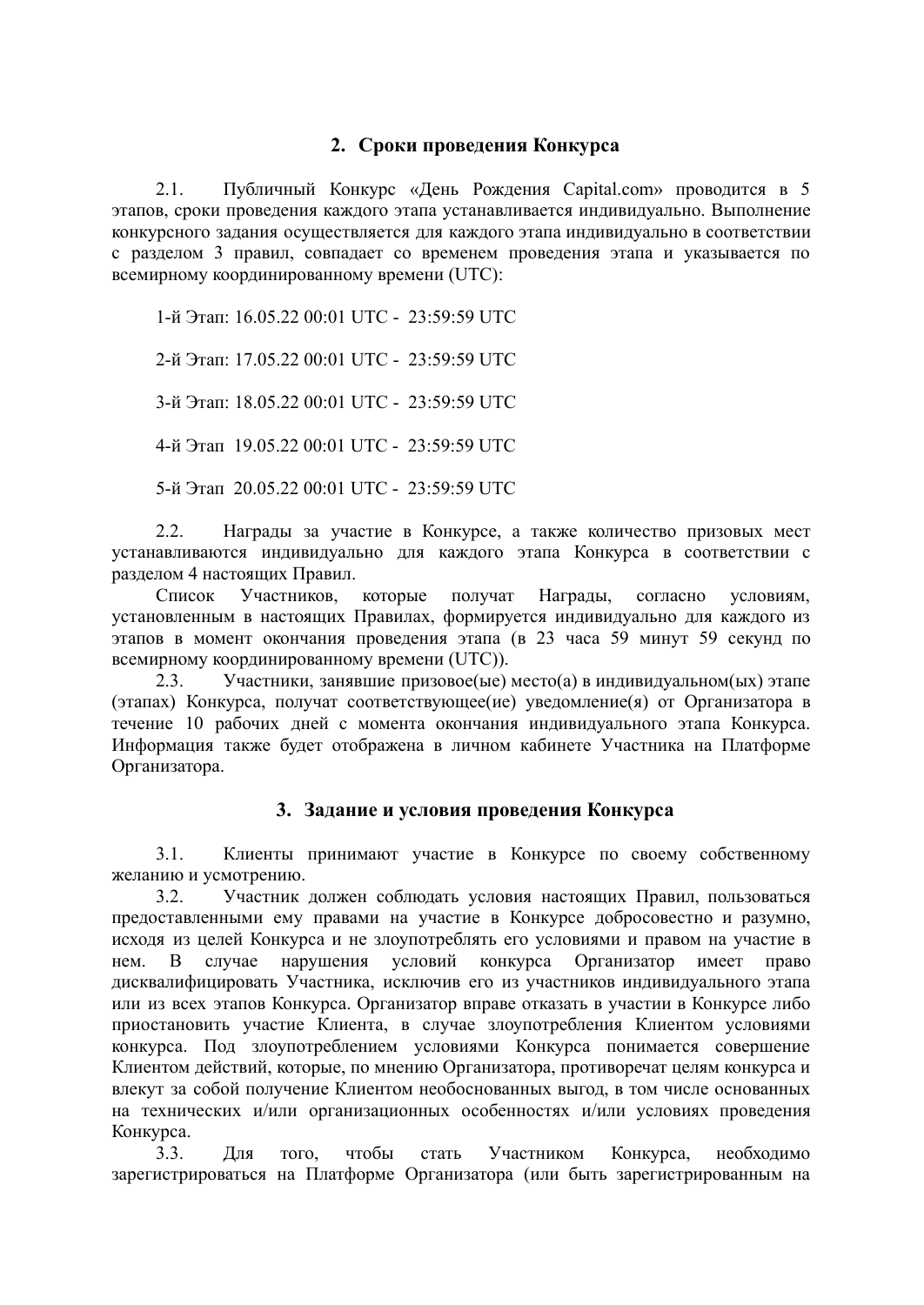## 2. Сроки проведения Конкурса

2.1. Публичный Конкурс «День Рождения Capital.com» проводится в 5 этапов, сроки проведения каждого этапа устанавливается индивидуально. Выполнение конкурсного задания осуществляется для каждого этапа индивидуально в соответствии с разделом 3 правил, совпадает со временем проведения этапа и указывается по всемирному координированному времени (UTC):

1-й Этап: 16.05.22 00:01 UTC - 23:59:59 UTC

2-й Этап: 17.05.22 00:01 UTC - 23:59:59 UTC

3-й Этап: 18.05.22 00:01 UTC - 23:59:59 UTC

4-й Этап 19.05.22 00:01 UTC - 23:59:59 UTC

5-й Этап 20.05.22 00:01 UTC - 23:59:59 UTC

2.2. Награды за участие в Конкурсе, а также количество призовых мест устанавливаются индивидуально для каждого этапа Конкурса в соответствии с разделом 4 настоящих Правил.

Список Участников, которые получат Награды, согласно условиям, установленным в настоящих Правилах, формируется индивидуально для каждого из этапов в момент окончания проведения этапа (в 23 часа 59 минут 59 секунд по всемирному координированному времени (UTC)).

2.3. Участники, занявшие призовое(ые) место(а) в индивидуальном(ых) этапе (этапах) Конкурса, получат соответствующее(ие) уведомление(я) от Организатора в течение 10 рабочих дней с момента окончания индивидуального этапа Конкурса. Информация также будет отображена в личном кабинете Участника на Платформе Организатора.

## 3. Задание и условия проведения Конкурса

3.1. Клиенты принимают участие в Конкурсе по своему собственному желанию и усмотрению.

3.2. Участник должен соблюдать условия настоящих Правил, пользоваться предоставленными ему правами на участие в Конкурсе добросовестно и разумно, исходя из целей Конкурса и не злоупотреблять его условиями и правом на участие в нем. В случае нарушения условий конкурса Организатор имеет право дисквалифицировать Участника, исключив его из участников индивидуального этапа или из всех этапов Конкурса. Организатор вправе отказать в участии в Конкурсе либо приостановить участие Клиента, в случае злоупотребления Клиентом условиями конкурса. Под злоупотреблением условиями Конкурса понимается совершение Клиентом действий, которые, по мнению Организатора, противоречат целям конкурса и влекут за собой получение Клиентом необоснованных выгод, в том числе основанных на технических и/или организационных особенностях и/или условиях проведения Конкурса.

3.3. Для того, чтобы стать Участником Конкурса, необходимо зарегистрироваться на Платформе Организатора (или быть зарегистрированным на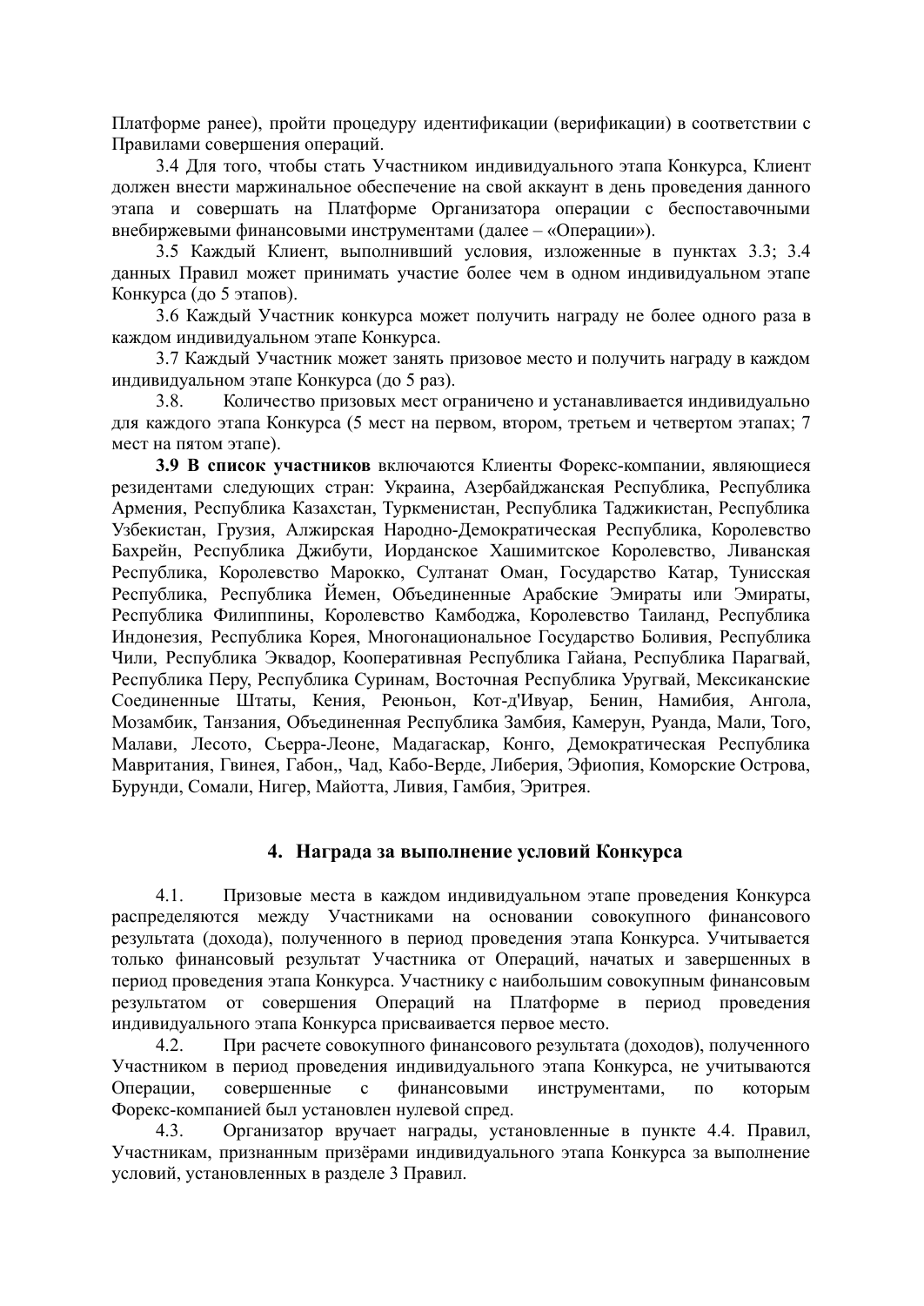Платформе ранее), пройти процедуру идентификации (верификации) в соответствии с Правилами совершения операций.

3.4 Для того, чтобы стать Участником индивидуального этапа Конкурса, Клиент должен внести маржинальное обеспечение на свой аккаунт в день проведения данного этапа и совершать на Платформе Организатора операции с беспоставочными внебиржевыми финансовыми инструментами (далее – «Операции»).

3.5 Каждый Клиент, выполнивший условия, изложенные в пунктах 3.3; 3.4 данных Правил может принимать участие более чем в одном индивидуальном этапе Конкурса (до 5 этапов).

3.6 Каждый Участник конкурса может получить награду не более одного раза в каждом индивидуальном этапе Конкурса.

3.7 Каждый Участник может занять призовое место и получить награду в каждом индивидуальном этапе Конкурса (до 5 раз).

3.8. Количество призовых мест ограничено и устанавливается индивидуально для каждого этапа Конкурса (5 мест на первом, втором, третьем и четвертом этапах; 7 мест на пятом этапе).

**3.9 В список участников** включаются Клиенты Форекс-компании, являющиеся резидентами следующих стран: Украина, Азербайджанская Республика, Республика Армения, Республика Казахстан, Туркменистан, Республика Таджикистан, Республика Узбекистан, Грузия, Алжирская Народно-Демократическая Республика, Королевство Бахрейн, Республика Джибути, Иорданское Хашимитское Королевство, Ливанская Республика, Королевство Марокко, Султанат Оман, Государство Катар, Тунисская Республика, Республика Йемен, Объединенные Арабские Эмираты или Эмираты, Республика Филиппины, Королевство Камбоджа, Королевство Таиланд, Республика Индонезия, Республика Корея, Многонациональное Государство Боливия, Республика Чили, Республика Эквадор, Кооперативная Республика Гайана, Республика Парагвай, Республика Перу, Республика Суринам, Восточная Республика Уругвай, Мексиканские Соединенные Штаты, Кения, Реюньон, Кот-д'Ивуар, Бенин, Намибия, Ангола, Мозамбик, Танзания, Объединенная Республика Замбия, Камерун, Руанда, Мали, Того, Малави, Лесото, Сьерра-Леоне, Мадагаскар, Конго, Демократическая Республика Мавритания, Гвинея, Габон,, Чад, Кабо-Верде, Либерия, Эфиопия, Коморские Острова, Бурунди, Сомали, Нигер, Майотта, Ливия, Гамбия, Эритрея.

## 4. Награда за выполнение условий Конкурса

4.1. Призовые места в каждом индивидуальном этапе проведения Конкурса распределяются между Участниками на основании совокупного финансового результата (дохода), полученного в период проведения этапа Конкурса. Учитывается только финансовый результат Участника от Операций, начатых и завершенных в период проведения этапа Конкурса. Участнику с наибольшим совокупным финансовым результатом от совершения Операций на Платформе в период проведения индивидуального этапа Конкурса присваивается первое место.

4.2. При расчете совокупного финансового результата (доходов), полученного Участником в период проведения индивидуального этапа Конкурса, не учитываются Операции, совершенные с финансовыми инструментами, по которым Форекс-компанией был установлен нулевой спред.

4.3. Организатор вручает награды, установленные в пункте 4.4. Правил, Участникам, признанным призёрами индивидуального этапа Конкурса за выполнение условий, установленных в разделе 3 Правил.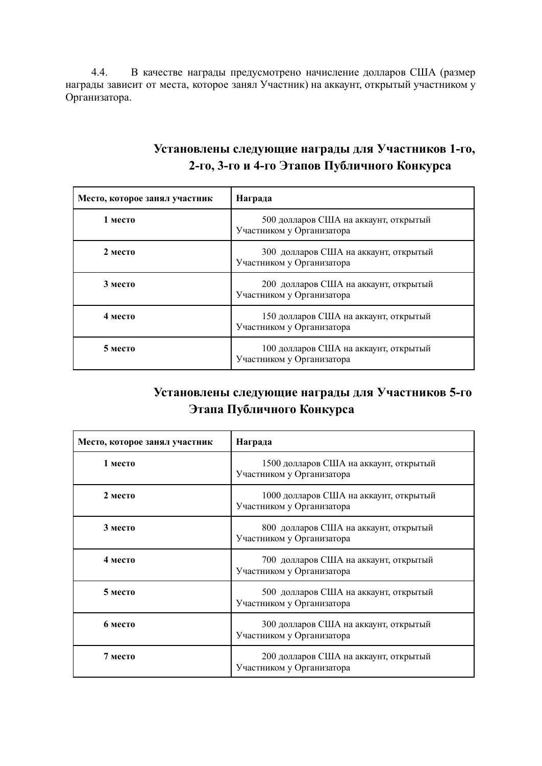4.4. В качестве награды предусмотрено начисление долларов США (размер награды зависит от места, которое занял Участник) на аккаунт, открытый участником у Организатора.

## Установлены следующие награды для Участников 1-го, 2-го, 3-го и 4-го Этапов Публичного Конкурса

| **Место, которое занял участник** | **Награда** |
|---|---|
| **1 место** | 500 долларов США на аккаунт, открытый Участником у Организатора |
| **2 место** | 300 долларов США на аккаунт, открытый Участником у Организатора |
| **3 место** | 200 долларов США на аккаунт, открытый Участником у Организатора |
| **4 место** | 150 долларов США на аккаунт, открытый Участником у Организатора |
| **5 место** | 100 долларов США на аккаунт, открытый Участником у Организатора |

## Установлены следующие награды для Участников 5-го Этапа Публичного Конкурса

| **Место, которое занял участник** | **Награда** |
|---|---|
| **1 место** | 1500 долларов США на аккаунт, открытый Участником у Организатора |
| **2 место** | 1000 долларов США на аккаунт, открытый Участником у Организатора |
| **3 место** | 800 долларов США на аккаунт, открытый Участником у Организатора |
| **4 место** | 700 долларов США на аккаунт, открытый Участником у Организатора |
| **5 место** | 500 долларов США на аккаунт, открытый Участником у Организатора |
| **6 место** | 300 долларов США на аккаунт, открытый Участником у Организатора |
| **7 место** | 200 долларов США на аккаунт, открытый Участником у Организатора |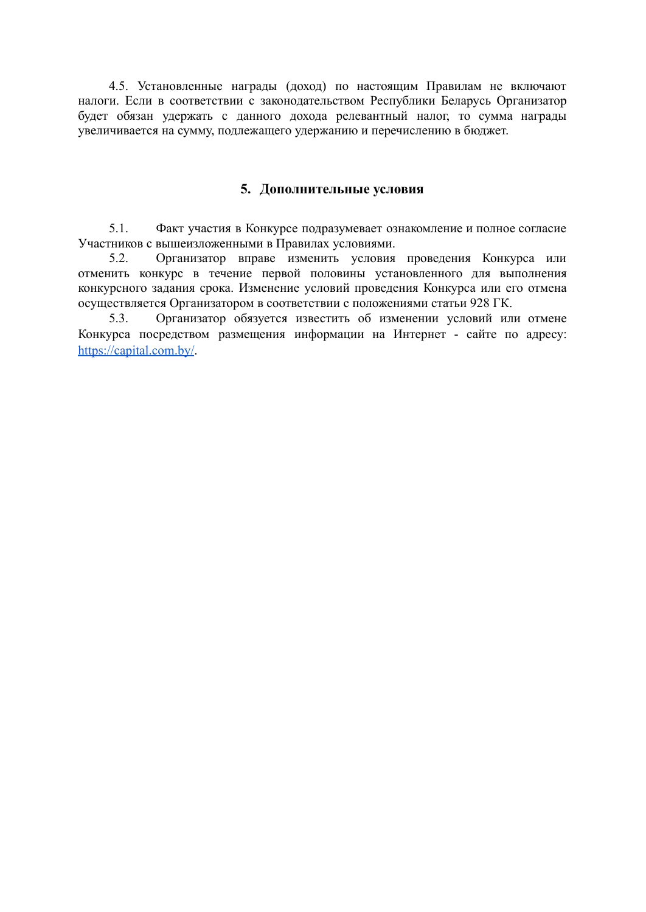4.5. Установленные награды (доход) по настоящим Правилам не включают налоги. Если в соответствии с законодательством Республики Беларусь Организатор будет обязан удержать с данного дохода релевантный налог, то сумма награды увеличивается на сумму, подлежащего удержанию и перечислению в бюджет.

## 5. Дополнительные условия

5.1. Факт участия в Конкурсе подразумевает ознакомление и полное согласие Участников с вышеизложенными в Правилах условиями.

5.2. Организатор вправе изменить условия проведения Конкурса или отменить конкурс в течение первой половины установленного для выполнения конкурсного задания срока. Изменение условий проведения Конкурса или его отмена осуществляется Организатором в соответствии с положениями статьи 928 ГК.

5.3. Организатор обязуется известить об изменении условий или отмене Конкурса посредством размещения информации на Интернет - сайте по адресу: [https://capital.com.by/](https://capital.com.by/).